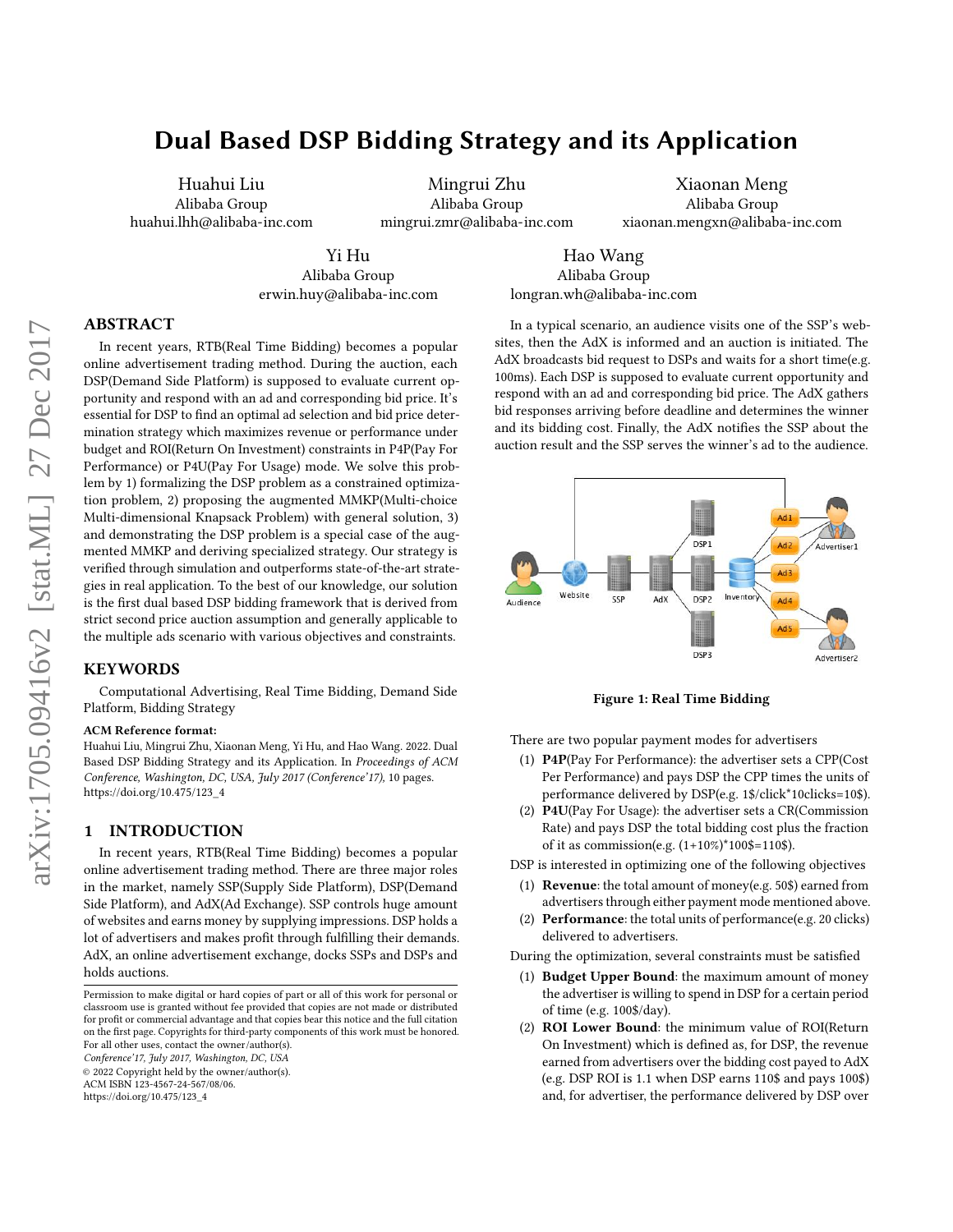# Dual Based DSP Bidding Strategy and its Application

Huahui Liu
Alibaba Group
huahui.lhh@alibaba-inc.com

Mingrui Zhu
Alibaba Group
mingrui.zmr@alibaba-inc.com

Xiaonan Meng
Alibaba Group
xiaonan.mengxn@alibaba-inc.com

Yi Hu
Alibaba Group
erwin.huy@alibaba-inc.com

Hao Wang
Alibaba Group
longran.wh@alibaba-inc.com

## ABSTRACT

In recent years, RTB(Real Time Bidding) becomes a popular online advertisement trading method. During the auction, each DSP(Demand Side Platform) is supposed to evaluate current opportunity and respond with an ad and corresponding bid price. It's essential for DSP to find an optimal ad selection and bid price determination strategy which maximizes revenue or performance under budget and ROI(Return On Investment) constraints in P4P(Pay For Performance) or P4U(Pay For Usage) mode. We solve this problem by 1) formalizing the DSP problem as a constrained optimization problem, 2) proposing the augmented MMKP(Multi-choice Multi-dimensional Knapsack Problem) with general solution, 3) and demonstrating the DSP problem is a special case of the augmented MMKP and deriving specialized strategy. Our strategy is verified through simulation and outperforms state-of-the-art strategies in real application. To the best of our knowledge, our solution is the first dual based DSP bidding framework that is derived from strict second price auction assumption and generally applicable to the multiple ads scenario with various objectives and constraints.

## KEYWORDS

Computational Advertising, Real Time Bidding, Demand Side Platform, Bidding Strategy

**ACM Reference format:**
Huahui Liu, Mingrui Zhu, Xiaonan Meng, Yi Hu, and Hao Wang. 2022. Dual Based DSP Bidding Strategy and its Application. In *Proceedings of ACM Conference, Washington, DC, USA, July 2017 (Conference'17),* 10 pages. https://doi.org/10.475/123_4

## 1 INTRODUCTION

In recent years, RTB(Real Time Bidding) becomes a popular online advertisement trading method. There are three major roles in the market, namely SSP(Supply Side Platform), DSP(Demand Side Platform), and AdX(Ad Exchange). SSP controls huge amount of websites and earns money by supplying impressions. DSP holds a lot of advertisers and makes profit through fulfilling their demands. AdX, an online advertisement exchange, docks SSPs and DSPs and holds auctions.

Permission to make digital or hard copies of part or all of this work for personal or classroom use is granted without fee provided that copies are not made or distributed for profit or commercial advantage and that copies bear this notice and the full citation on the first page. Copyrights for third-party components of this work must be honored. For all other uses, contact the owner/author(s).
*Conference'17, July 2017, Washington, DC, USA*
© 2022 Copyright held by the owner/author(s).
ACM ISBN 123-4567-24-567/08/06.
https://doi.org/10.475/123_4

In a typical scenario, an audience visits one of the SSP's websites, then the AdX is informed and an auction is initiated. The AdX broadcasts bid request to DSPs and waits for a short time(e.g. 100ms). Each DSP is supposed to evaluate current opportunity and respond with an ad and corresponding bid price. The AdX gathers bid responses arriving before deadline and determines the winner and its bidding cost. Finally, the AdX notifies the SSP about the auction result and the SSP serves the winner's ad to the audience.

**Figure 1: Real Time Bidding**

There are two popular payment modes for advertisers

1. **P4P**(Pay For Performance): the advertiser sets a CPP(Cost Per Performance) and pays DSP the CPP times the units of performance delivered by DSP(e.g. 1$/click*10clicks=10$).
2. **P4U**(Pay For Usage): the advertiser sets a CR(Commission Rate) and pays DSP the total bidding cost plus the fraction of it as commission(e.g. (1+10%)*100$=110$).

DSP is interested in optimizing one of the following objectives

1. **Revenue**: the total amount of money(e.g. 50$) earned from advertisers through either payment mode mentioned above.
2. **Performance**: the total units of performance(e.g. 20 clicks) delivered to advertisers.

During the optimization, several constraints must be satisfied

1. **Budget Upper Bound**: the maximum amount of money the advertiser is willing to spend in DSP for a certain period of time (e.g. 100$/day).
2. **ROI Lower Bound**: the minimum value of ROI(Return On Investment) which is defined as, for DSP, the revenue earned from advertisers over the bidding cost payed to AdX (e.g. DSP ROI is 1.1 when DSP earns 110$ and pays 100$) and, for advertiser, the performance delivered by DSP over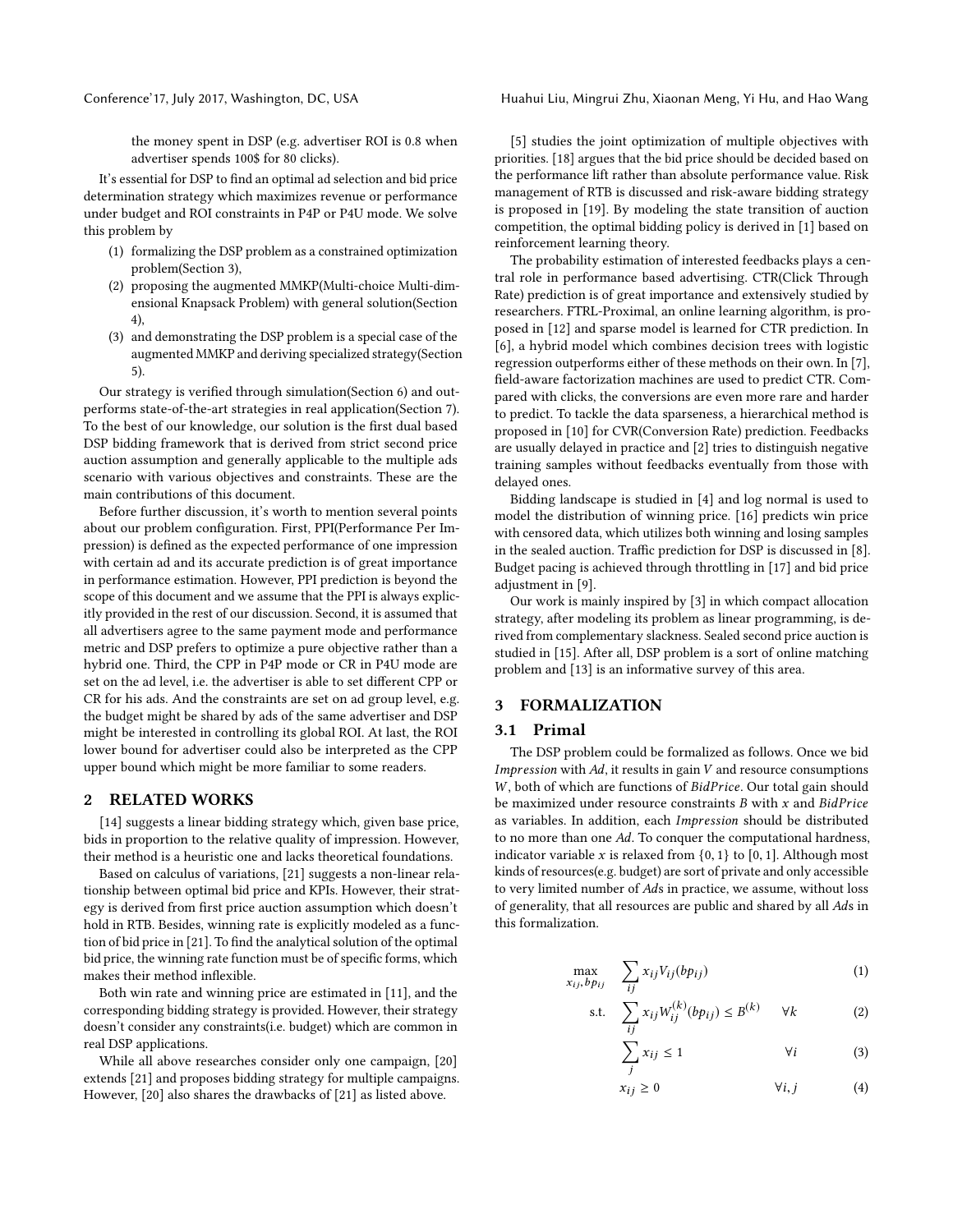the money spent in DSP (e.g. advertiser ROI is 0.8 when advertiser spends 100$ for 80 clicks).

It's essential for DSP to find an optimal ad selection and bid price determination strategy which maximizes revenue or performance under budget and ROI constraints in P4P or P4U mode. We solve this problem by

1. formalizing the DSP problem as a constrained optimization problem(Section 3),
2. proposing the augmented MMKP(Multi-choice Multi-dimensional Knapsack Problem) with general solution(Section 4),
3. and demonstrating the DSP problem is a special case of the augmented MMKP and deriving specialized strategy(Section 5).

Our strategy is verified through simulation(Section 6) and outperforms state-of-the-art strategies in real application(Section 7). To the best of our knowledge, our solution is the first dual based DSP bidding framework that is derived from strict second price auction assumption and generally applicable to the multiple ads scenario with various objectives and constraints. These are the main contributions of this document.

Before further discussion, it's worth to mention several points about our problem configuration. First, PPI(Performance Per Impression) is defined as the expected performance of one impression with certain ad and its accurate prediction is of great importance in performance estimation. However, PPI prediction is beyond the scope of this document and we assume that the PPI is always explicitly provided in the rest of our discussion. Second, it is assumed that all advertisers agree to the same payment mode and performance metric and DSP prefers to optimize a pure objective rather than a hybrid one. Third, the CPP in P4P mode or CR in P4U mode are set on the ad level, i.e. the advertiser is able to set different CPP or CR for his ads. And the constraints are set on ad group level, e.g. the budget might be shared by ads of the same advertiser and DSP might be interested in controlling its global ROI. At last, the ROI lower bound for advertiser could also be interpreted as the CPP upper bound which might be more familiar to some readers.

## 2 RELATED WORKS

[14] suggests a linear bidding strategy which, given base price, bids in proportion to the relative quality of impression. However, their method is a heuristic one and lacks theoretical foundations.

Based on calculus of variations, [21] suggests a non-linear relationship between optimal bid price and KPIs. However, their strategy is derived from first price auction assumption which doesn't hold in RTB. Besides, winning rate is explicitly modeled as a function of bid price in [21]. To find the analytical solution of the optimal bid price, the winning rate function must be of specific forms, which makes their method inflexible.

Both win rate and winning price are estimated in [11], and the corresponding bidding strategy is provided. However, their strategy doesn't consider any constraints(i.e. budget) which are common in real DSP applications.

While all above researches consider only one campaign, [20] extends [21] and proposes bidding strategy for multiple campaigns. However, [20] also shares the drawbacks of [21] as listed above.

[5] studies the joint optimization of multiple objectives with priorities. [18] argues that the bid price should be decided based on the performance lift rather than absolute performance value. Risk management of RTB is discussed and risk-aware bidding strategy is proposed in [19]. By modeling the state transition of auction competition, the optimal bidding policy is derived in [1] based on reinforcement learning theory.

The probability estimation of interested feedbacks plays a central role in performance based advertising. CTR(Click Through Rate) prediction is of great importance and extensively studied by researchers. FTRL-Proximal, an online learning algorithm, is proposed in [12] and sparse model is learned for CTR prediction. In [6], a hybrid model which combines decision trees with logistic regression outperforms either of these methods on their own. In [7], field-aware factorization machines are used to predict CTR. Compared with clicks, the conversions are even more rare and harder to predict. To tackle the data sparseness, a hierarchical method is proposed in [10] for CVR(Conversion Rate) prediction. Feedbacks are usually delayed in practice and [2] tries to distinguish negative training samples without feedbacks eventually from those with delayed ones.

Bidding landscape is studied in [4] and log normal is used to model the distribution of winning price. [16] predicts win price with censored data, which utilizes both winning and losing samples in the sealed auction. Traffic prediction for DSP is discussed in [8]. Budget pacing is achieved through throttling in [17] and bid price adjustment in [9].

Our work is mainly inspired by [3] in which compact allocation strategy, after modeling its problem as linear programming, is derived from complementary slackness. Sealed second price auction is studied in [15]. After all, DSP problem is a sort of online matching problem and [13] is an informative survey of this area.

## 3 FORMALIZATION

### 3.1 Primal

The DSP problem could be formalized as follows. Once we bid *Impression* with *Ad*, it results in gain $V$ and resource consumptions $W$, both of which are functions of *BidPrice*. Our total gain should be maximized under resource constraints $B$ with $x$ and *BidPrice* as variables. In addition, each *Impression* should be distributed to no more than one *Ad*. To conquer the computational hardness, indicator variable $x$ is relaxed from $\{0, 1\}$ to $[0, 1]$. Although most kinds of resources(e.g. budget) are sort of private and only accessible to very limited number of *Ad*s in practice, we assume, without loss of generality, that all resources are public and shared by all *Ad*s in this formalization.

$$\max_{x_{ij}, bp_{ij}} \quad \sum_{ij} x_{ij} V_{ij}(bp_{ij}) \tag{1}$$

$$\text{s.t.} \quad \sum_{ij} x_{ij} W_{ij}^{(k)}(bp_{ij}) \leq B^{(k)} \qquad \forall k \tag{2}$$

$$\sum_{j} x_{ij} \leq 1 \qquad \forall i \tag{3}$$

$$x_{ij} \geq 0 \qquad \forall i, j \tag{4}$$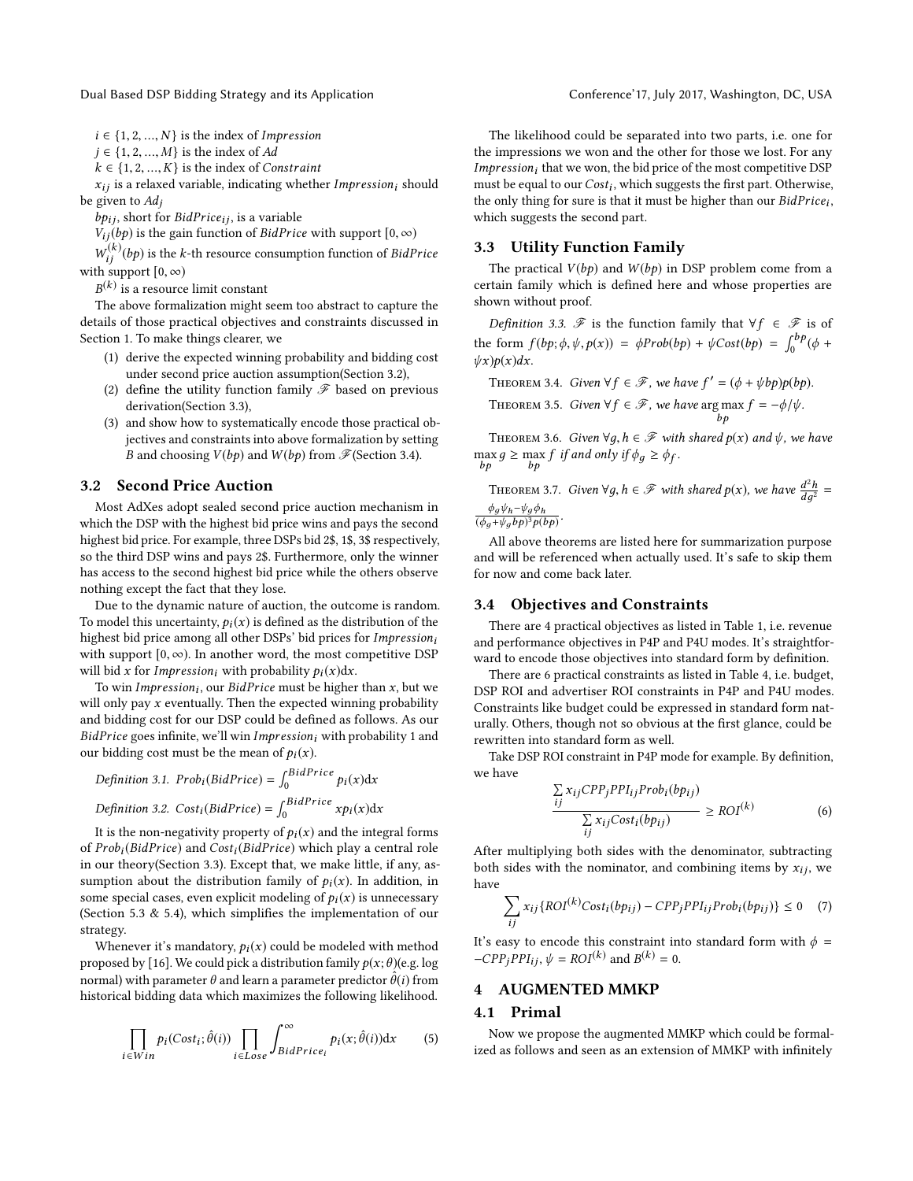$i \in \{1, 2, ..., N\}$ is the index of *Impression*

$j \in \{1, 2, ..., M\}$ is the index of *Ad*

$k \in \{1, 2, ..., K\}$ is the index of *Constraint*

$x_{ij}$ is a relaxed variable, indicating whether $Impression_i$ should be given to $Ad_j$

$bp_{ij}$, short for $BidPrice_{ij}$, is a variable

$V_{ij}(bp)$ is the gain function of *BidPrice* with support $[0, \infty)$

$W_{ij}^{(k)}(bp)$ is the $k$-th resource consumption function of *BidPrice* with support $[0, \infty)$

$B^{(k)}$ is a resource limit constant

The above formalization might seem too abstract to capture the details of those practical objectives and constraints discussed in Section 1. To make things clearer, we

1. derive the expected winning probability and bidding cost under second price auction assumption(Section 3.2),
2. define the utility function family $\mathscr{F}$ based on previous derivation(Section 3.3),
3. and show how to systematically encode those practical objectives and constraints into above formalization by setting $B$ and choosing $V(bp)$ and $W(bp)$ from $\mathscr{F}$(Section 3.4).

## 3.2 Second Price Auction

Most AdXes adopt sealed second price auction mechanism in which the DSP with the highest bid price wins and pays the second highest bid price. For example, three DSPs bid 2\$, 1\$, 3\$ respectively, so the third DSP wins and pays 2\$. Furthermore, only the winner has access to the second highest bid price while the others observe nothing except the fact that they lose.

Due to the dynamic nature of auction, the outcome is random. To model this uncertainty, $p_i(x)$ is defined as the distribution of the highest bid price among all other DSPs' bid prices for $Impression_i$ with support $[0, \infty)$. In another word, the most competitive DSP will bid $x$ for $Impression_i$ with probability $p_i(x)\mathrm{d}x$.

To win $Impression_i$, our *BidPrice* must be higher than $x$, but we will only pay $x$ eventually. Then the expected winning probability and bidding cost for our DSP could be defined as follows. As our *BidPrice* goes infinite, we'll win $Impression_i$ with probability 1 and our bidding cost must be the mean of $p_i(x)$.

*Definition 3.1.* $Prob_i(BidPrice) = \int_0^{BidPrice} p_i(x)\mathrm{d}x$

*Definition 3.2.* $Cost_i(BidPrice) = \int_0^{BidPrice} xp_i(x)\mathrm{d}x$

It is the non-negativity property of $p_i(x)$ and the integral forms of $Prob_i(BidPrice)$ and $Cost_i(BidPrice)$ which play a central role in our theory(Section 3.3). Except that, we make little, if any, assumption about the distribution family of $p_i(x)$. In addition, in some special cases, even explicit modeling of $p_i(x)$ is unnecessary (Section 5.3 & 5.4), which simplifies the implementation of our strategy.

Whenever it's mandatory, $p_i(x)$ could be modeled with method proposed by [16]. We could pick a distribution family $p(x;\theta)$(e.g. log normal) with parameter $\theta$ and learn a parameter predictor $\hat{\theta}(i)$ from historical bidding data which maximizes the following likelihood.

$$\prod_{i \in Win} p_i(Cost_i; \hat{\theta}(i)) \prod_{i \in Lose} \int_{BidPrice_i}^{\infty} p_i(x; \hat{\theta}(i))\mathrm{d}x \tag{5}$$

The likelihood could be separated into two parts, i.e. one for the impressions we won and the other for those we lost. For any $Impression_i$ that we won, the bid price of the most competitive DSP must be equal to our $Cost_i$, which suggests the first part. Otherwise, the only thing for sure is that it must be higher than our $BidPrice_i$, which suggests the second part.

## 3.3 Utility Function Family

The practical $V(bp)$ and $W(bp)$ in DSP problem come from a certain family which is defined here and whose properties are shown without proof.

*Definition 3.3.* $\mathscr{F}$ is the function family that $\forall f \in \mathscr{F}$ is of the form $f(bp; \phi, \psi, p(x)) = \phi Prob(bp) + \psi Cost(bp) = \int_0^{bp}(\phi + \psi x)p(x)dx$.

Theorem 3.4. *Given $\forall f \in \mathscr{F}$, we have $f' = (\phi + \psi bp)p(bp)$.*

Theorem 3.5. *Given $\forall f \in \mathscr{F}$, we have $\arg\max_{bp} f = -\phi/\psi$.*

Theorem 3.6. *Given $\forall g, h \in \mathscr{F}$ with shared $p(x)$ and $\psi$, we have $\max_{bp} g \geq \max_{bp} f$ if and only if $\phi_g \geq \phi_f$.*

Theorem 3.7. *Given $\forall g, h \in \mathscr{F}$ with shared $p(x)$, we have $\frac{d^2h}{dg^2} = \frac{\phi_g\psi_h - \psi_g\phi_h}{(\phi_g + \psi_g bp)^3 p(bp)}$.*

All above theorems are listed here for summarization purpose and will be referenced when actually used. It's safe to skip them for now and come back later.

## 3.4 Objectives and Constraints

There are 4 practical objectives as listed in Table 1, i.e. revenue and performance objectives in P4P and P4U modes. It's straightforward to encode those objectives into standard form by definition.

There are 6 practical constraints as listed in Table 4, i.e. budget, DSP ROI and advertiser ROI constraints in P4P and P4U modes. Constraints like budget could be expressed in standard form naturally. Others, though not so obvious at the first glance, could be rewritten into standard form as well.

Take DSP ROI constraint in P4P mode for example. By definition, we have

$$\frac{\sum_{ij} x_{ij} CPP_j PPI_{ij} Prob_i(bp_{ij})}{\sum_{ij} x_{ij} Cost_i(bp_{ij})} \geq ROI^{(k)} \tag{6}$$

After multiplying both sides with the denominator, subtracting both sides with the nominator, and combining items by $x_{ij}$, we have

$$\sum_{ij} x_{ij}\{ROI^{(k)} Cost_i(bp_{ij}) - CPP_j PPI_{ij} Prob_i(bp_{ij})\} \leq 0 \tag{7}$$

It's easy to encode this constraint into standard form with $\phi = -CPP_j PPI_{ij}$, $\psi = ROI^{(k)}$ and $B^{(k)} = 0$.

# 4 AUGMENTED MMKP

## 4.1 Primal

Now we propose the augmented MMKP which could be formalized as follows and seen as an extension of MMKP with infinitely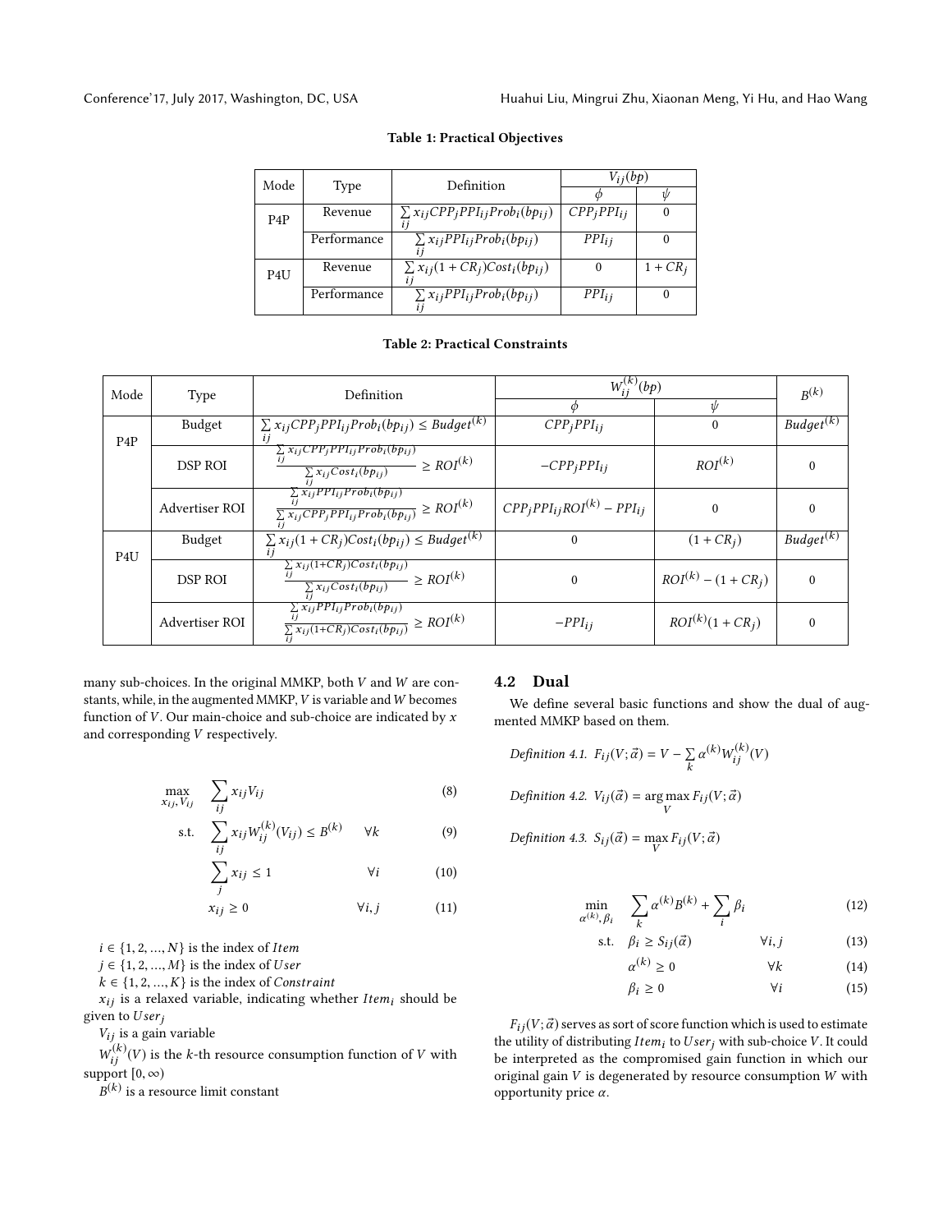**Table 1: Practical Objectives**

| Mode | Type | Definition | $V_{ij}(bp)$ | |
|---|---|---|---|---|
| | | | $\phi$ | $\psi$ |
| P4P | Revenue | $\sum_{ij} x_{ij}CPP_jPPI_{ij}Prob_i(bp_{ij})$ | $CPP_jPPI_{ij}$ | 0 |
| | Performance | $\sum_{ij} x_{ij}PPI_{ij}Prob_i(bp_{ij})$ | $PPI_{ij}$ | 0 |
| P4U | Revenue | $\sum_{ij} x_{ij}(1+CR_j)Cost_i(bp_{ij})$ | 0 | $1+CR_j$ |
| | Performance | $\sum_{ij} x_{ij}PPI_{ij}Prob_i(bp_{ij})$ | $PPI_{ij}$ | 0 |

**Table 2: Practical Constraints**

| Mode | Type | Definition | $W_{ij}^{(k)}(bp)$ | | $B^{(k)}$ |
|---|---|---|---|---|---|
| | | | $\phi$ | $\psi$ | |
| P4P | Budget | $\sum_{ij} x_{ij}CPP_jPPI_{ij}Prob_i(bp_{ij}) \le Budget^{(k)}$ | $CPP_jPPI_{ij}$ | 0 | $Budget^{(k)}$ |
| | DSP ROI | $\frac{\sum_{ij} x_{ij}CPP_jPPI_{ij}Prob_i(bp_{ij})}{\sum_{ij} x_{ij}Cost_i(bp_{ij})} \ge ROI^{(k)}$ | $-CPP_jPPI_{ij}$ | $ROI^{(k)}$ | 0 |
| | Advertiser ROI | $\frac{\sum_{ij} x_{ij}PPI_{ij}Prob_i(bp_{ij})}{\sum_{ij} x_{ij}CPP_jPPI_{ij}Prob_i(bp_{ij})} \ge ROI^{(k)}$ | $CPP_jPPI_{ij}ROI^{(k)} - PPI_{ij}$ | 0 | 0 |
| P4U | Budget | $\sum_{ij} x_{ij}(1+CR_j)Cost_i(bp_{ij}) \le Budget^{(k)}$ | 0 | $(1+CR_j)$ | $Budget^{(k)}$ |
| | DSP ROI | $\frac{\sum_{ij} x_{ij}(1+CR_j)Cost_i(bp_{ij})}{\sum_{ij} x_{ij}Cost_i(bp_{ij})} \ge ROI^{(k)}$ | 0 | $ROI^{(k)} - (1+CR_j)$ | 0 |
| | Advertiser ROI | $\frac{\sum_{ij} x_{ij}PPI_{ij}Prob_i(bp_{ij})}{\sum_{ij} x_{ij}(1+CR_j)Cost_i(bp_{ij})} \ge ROI^{(k)}$ | $-PPI_{ij}$ | $ROI^{(k)}(1+CR_j)$ | 0 |

many sub-choices. In the original MMKP, both $V$ and $W$ are constants, while, in the augmented MMKP, $V$ is variable and $W$ becomes function of $V$. Our main-choice and sub-choice are indicated by $x$ and corresponding $V$ respectively.

$$\max_{x_{ij}, V_{ij}} \quad \sum_{ij} x_{ij}V_{ij} \tag{8}$$

$$\text{s.t.} \quad \sum_{ij} x_{ij}W_{ij}^{(k)}(V_{ij}) \le B^{(k)} \qquad \forall k \tag{9}$$

$$\sum_{j} x_{ij} \le 1 \qquad \forall i \tag{10}$$

$$x_{ij} \ge 0 \qquad \forall i, j \tag{11}$$

$i \in \{1, 2, ..., N\}$ is the index of $Item$

$j \in \{1, 2, ..., M\}$ is the index of $User$

$k \in \{1, 2, ..., K\}$ is the index of $Constraint$

$x_{ij}$ is a relaxed variable, indicating whether $Item_i$ should be given to $User_j$

$V_{ij}$ is a gain variable

$W_{ij}^{(k)}(V)$ is the $k$-th resource consumption function of $V$ with support $[0, \infty)$

$B^{(k)}$ is a resource limit constant

## 4.2 Dual

We define several basic functions and show the dual of augmented MMKP based on them.

*Definition 4.1.* $F_{ij}(V; \vec{\alpha}) = V - \sum_k \alpha^{(k)} W_{ij}^{(k)}(V)$

*Definition 4.2.* $V_{ij}(\vec{\alpha}) = \arg\max_V F_{ij}(V; \vec{\alpha})$

*Definition 4.3.* $S_{ij}(\vec{\alpha}) = \max_V F_{ij}(V; \vec{\alpha})$

$$\min_{\alpha^{(k)}, \beta_i} \quad \sum_k \alpha^{(k)} B^{(k)} + \sum_i \beta_i \tag{12}$$

$$\text{s.t.} \quad \beta_i \ge S_{ij}(\vec{\alpha}) \qquad \forall i, j \tag{13}$$

$$\alpha^{(k)} \ge 0 \qquad \forall k \tag{14}$$

$$\beta_i \ge 0 \qquad \forall i \tag{15}$$

$F_{ij}(V; \vec{\alpha})$ serves as sort of score function which is used to estimate the utility of distributing $Item_i$ to $User_j$ with sub-choice $V$. It could be interpreted as the compromised gain function in which our original gain $V$ is degenerated by resource consumption $W$ with opportunity price $\alpha$.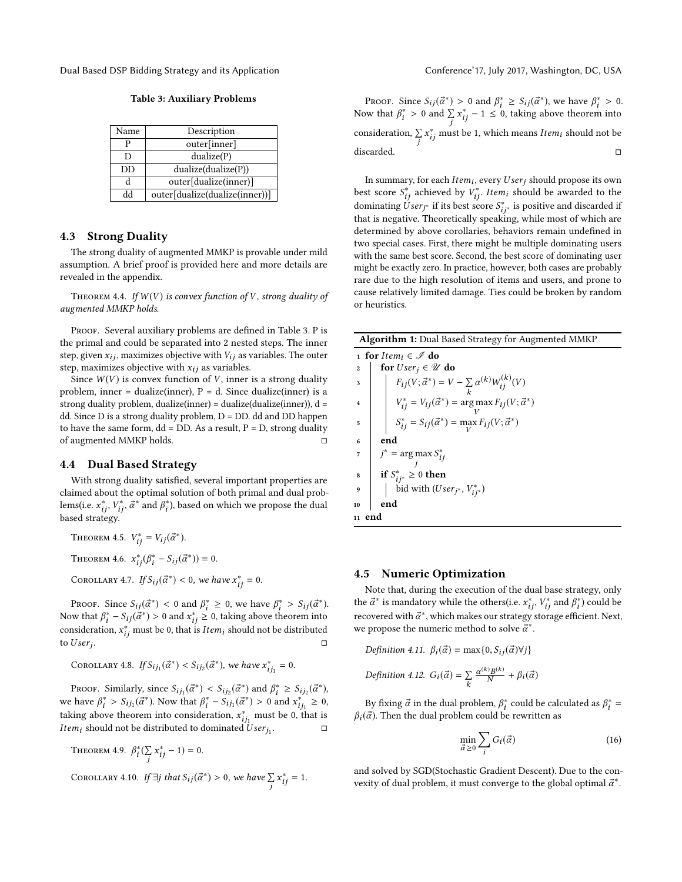**Table 3: Auxiliary Problems**

| Name | Description |
| --- | --- |
| P | outer[inner] |
| D | dualize(P) |
| DD | dualize(dualize(P)) |
| d | outer[dualize(inner)] |
| dd | outer[dualize(dualize(inner))] |

### 4.3 Strong Duality

The strong duality of augmented MMKP is provable under mild assumption. A brief proof is provided here and more details are revealed in the appendix.

THEOREM 4.4. *If $W(V)$ is convex function of $V$, strong duality of augmented MMKP holds.*

PROOF. Several auxiliary problems are defined in Table 3. P is the primal and could be separated into 2 nested steps. The inner step, given $x_{ij}$, maximizes objective with $V_{ij}$ as variables. The outer step, maximizes objective with $x_{ij}$ as variables.

Since $W(V)$ is convex function of $V$, inner is a strong duality problem, inner = dualize(inner), P = d. Since dualize(inner) is a strong duality problem, dualize(inner) = dualize(dualize(inner)), d = dd. Since D is a strong duality problem, D = DD. dd and DD happen to have the same form, dd = DD. As a result, P = D, strong duality of augmented MMKP holds. □

### 4.4 Dual Based Strategy

With strong duality satisfied, several important properties are claimed about the optimal solution of both primal and dual problems(i.e. $x^*_{ij}$, $V^*_{ij}$, $\vec{\alpha}^*$ and $\beta^*_i$), based on which we propose the dual based strategy.

THEOREM 4.5. $V^*_{ij} = V_{ij}(\vec{\alpha}^*)$.

THEOREM 4.6. $x^*_{ij}(\beta^*_i - S_{ij}(\vec{\alpha}^*)) = 0$.

COROLLARY 4.7. *If $S_{ij}(\vec{\alpha}^*) < 0$, we have $x^*_{ij} = 0$.*

PROOF. Since $S_{ij}(\vec{\alpha}^*) < 0$ and $\beta^*_i \geq 0$, we have $\beta^*_i > S_{ij}(\vec{\alpha}^*)$. Now that $\beta^*_i - S_{ij}(\vec{\alpha}^*) > 0$ and $x^*_{ij} \geq 0$, taking above theorem into consideration, $x^*_{ij}$ must be 0, that is $Item_i$ should not be distributed to $User_j$. □

COROLLARY 4.8. *If $S_{ij_1}(\vec{\alpha}^*) < S_{ij_2}(\vec{\alpha}^*)$, we have $x^*_{ij_1} = 0$.*

PROOF. Similarly, since $S_{ij_1}(\vec{\alpha}^*) < S_{ij_2}(\vec{\alpha}^*)$ and $\beta^*_i \geq S_{ij_2}(\vec{\alpha}^*)$, we have $\beta^*_i > S_{ij_1}(\vec{\alpha}^*)$. Now that $\beta^*_i - S_{ij_1}(\vec{\alpha}^*) > 0$ and $x^*_{ij_1} \geq 0$, taking above theorem into consideration, $x^*_{ij_1}$ must be 0, that is $Item_i$ should not be distributed to dominated $User_{j_1}$. □

THEOREM 4.9. $\beta^*_i(\sum_j x^*_{ij} - 1) = 0$.

COROLLARY 4.10. *If $\exists j$ that $S_{ij}(\vec{\alpha}^*) > 0$, we have $\sum_j x^*_{ij} = 1$.*

PROOF. Since $S_{ij}(\vec{\alpha}^*) > 0$ and $\beta^*_i \geq S_{ij}(\vec{\alpha}^*)$, we have $\beta^*_i > 0$. Now that $\beta^*_i > 0$ and $\sum_j x^*_{ij} - 1 \leq 0$, taking above theorem into consideration, $\sum_j x^*_{ij}$ must be 1, which means $Item_i$ should not be discarded. □

In summary, for each $Item_i$, every $User_j$ should propose its own best score $S^*_{ij}$ achieved by $V^*_{ij}$. $Item_i$ should be awarded to the dominating $User_{j^*}$ if its best score $S^*_{ij^*}$ is positive and discarded if that is negative. Theoretically speaking, while most of which are determined by above corollaries, behaviors remain undefined in two special cases. First, there might be multiple dominating users with the same best score. Second, the best score of dominating user might be exactly zero. In practice, however, both cases are probably rare due to the high resolution of items and users, and prone to cause relatively limited damage. Ties could be broken by random or heuristics.

**Algorithm 1:** Dual Based Strategy for Augmented MMKP

```
1  for Item_i ∈ 𝒥 do
2      for User_j ∈ 𝒰 do
3          F_ij(V; α*) = V − Σ_k α^(k) W_ij^(k)(V)
4          V*_ij = V_ij(α*) = argmax_V F_ij(V; α*)
5          S*_ij = S_ij(α*) = max_V F_ij(V; α*)
6      end
7      j* = argmax_j S*_ij
8      if S*_ij* ≥ 0 then
9          bid with (User_j*, V*_ij*)
10     end
11 end
```

### 4.5 Numeric Optimization

Note that, during the execution of the dual base strategy, only the $\vec{\alpha}^*$ is mandatory while the others(i.e. $x^*_{ij}$, $V^*_{ij}$ and $\beta^*_i$) could be recovered with $\vec{\alpha}^*$, which makes our strategy storage efficient. Next, we propose the numeric method to solve $\vec{\alpha}^*$.

*Definition 4.11.* $\beta_i(\vec{\alpha}) = \max\{0, S_{ij}(\vec{\alpha})\forall j\}$

*Definition 4.12.* $G_i(\vec{\alpha}) = \sum_k \frac{\alpha^{(k)} B^{(k)}}{N} + \beta_i(\vec{\alpha})$

By fixing $\vec{\alpha}$ in the dual problem, $\beta^*_i$ could be calculated as $\beta^*_i = \beta_i(\vec{\alpha})$. Then the dual problem could be rewritten as

$$\min_{\vec{\alpha} \geq 0} \sum_i G_i(\vec{\alpha}) \tag{16}$$

and solved by SGD(Stochastic Gradient Descent). Due to the convexity of dual problem, it must converge to the global optimal $\vec{\alpha}^*$.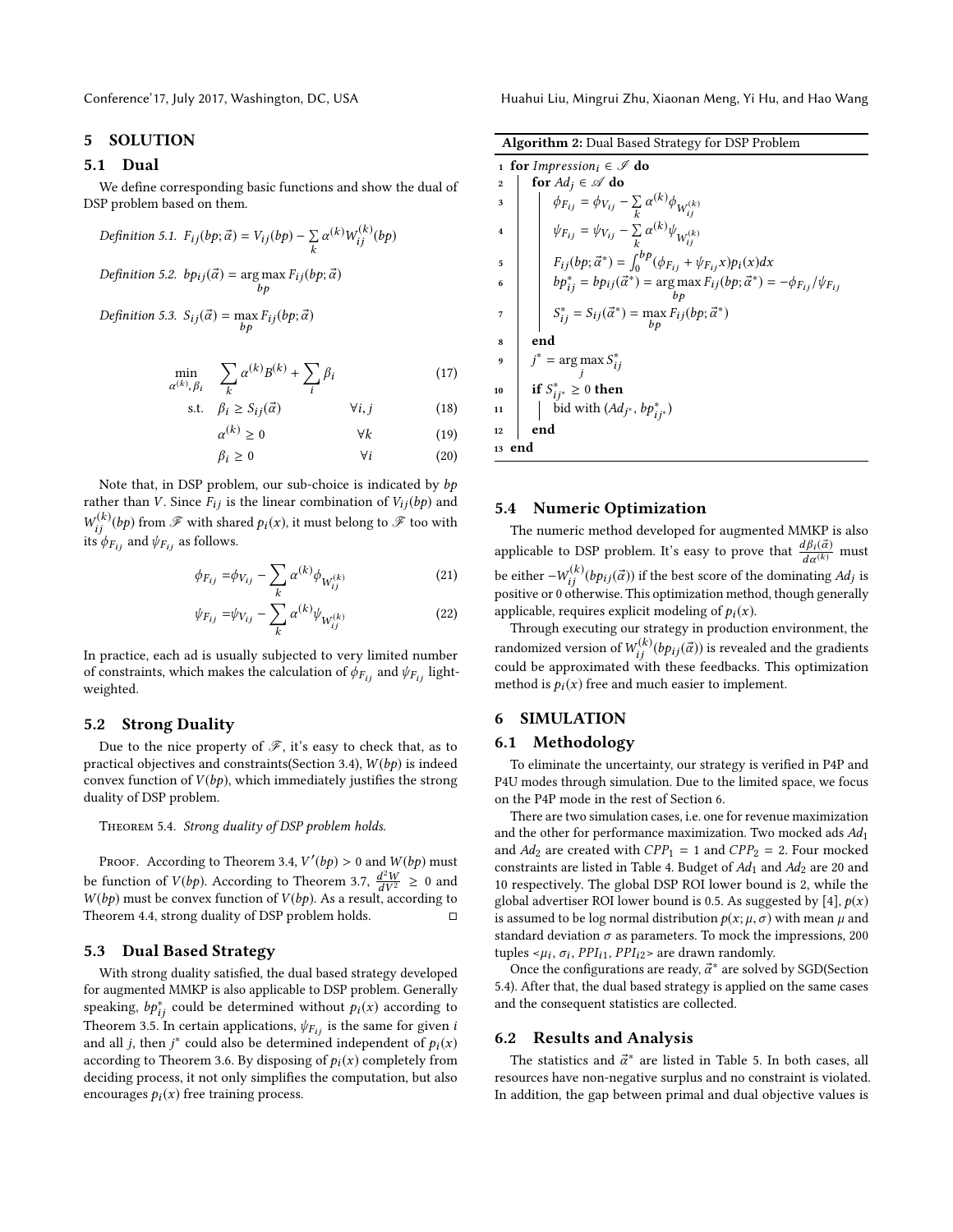## 5 SOLUTION

### 5.1 Dual

We define corresponding basic functions and show the dual of DSP problem based on them.

*Definition 5.1.* $F_{ij}(bp; \vec{\alpha}) = V_{ij}(bp) - \sum_k \alpha^{(k)} W_{ij}^{(k)}(bp)$

*Definition 5.2.* $bp_{ij}(\vec{\alpha}) = \arg\max_{bp} F_{ij}(bp; \vec{\alpha})$

*Definition 5.3.* $S_{ij}(\vec{\alpha}) = \max_{bp} F_{ij}(bp; \vec{\alpha})$

$$\min_{\alpha^{(k)}, \beta_i} \quad \sum_k \alpha^{(k)} B^{(k)} + \sum_i \beta_i \tag{17}$$

$$\text{s.t.} \quad \beta_i \geq S_{ij}(\vec{\alpha}) \qquad \forall i, j \tag{18}$$

$$\alpha^{(k)} \geq 0 \qquad \forall k \tag{19}$$

$$\beta_i \geq 0 \qquad \forall i \tag{20}$$

Note that, in DSP problem, our sub-choice is indicated by $bp$ rather than $V$. Since $F_{ij}$ is the linear combination of $V_{ij}(bp)$ and $W_{ij}^{(k)}(bp)$ from $\mathscr{F}$ with shared $p_i(x)$, it must belong to $\mathscr{F}$ too with its $\phi_{F_{ij}}$ and $\psi_{F_{ij}}$ as follows.

$$\phi_{F_{ij}} = \phi_{V_{ij}} - \sum_k \alpha^{(k)} \phi_{W_{ij}^{(k)}} \tag{21}$$

$$\psi_{F_{ij}} = \psi_{V_{ij}} - \sum_k \alpha^{(k)} \psi_{W_{ij}^{(k)}} \tag{22}$$

In practice, each ad is usually subjected to very limited number of constraints, which makes the calculation of $\phi_{F_{ij}}$ and $\psi_{F_{ij}}$ light-weighted.

### 5.2 Strong Duality

Due to the nice property of $\mathscr{F}$, it's easy to check that, as to practical objectives and constraints(Section 3.4), $W(bp)$ is indeed convex function of $V(bp)$, which immediately justifies the strong duality of DSP problem.

Theorem 5.4. *Strong duality of DSP problem holds.*

Proof. According to Theorem 3.4, $V'(bp) > 0$ and $W(bp)$ must be function of $V(bp)$. According to Theorem 3.7, $\frac{d^2W}{dV^2} \geq 0$ and $W(bp)$ must be convex function of $V(bp)$. As a result, according to Theorem 4.4, strong duality of DSP problem holds. □

### 5.3 Dual Based Strategy

With strong duality satisfied, the dual based strategy developed for augmented MMKP is also applicable to DSP problem. Generally speaking, $bp_{ij}^*$ could be determined without $p_i(x)$ according to Theorem 3.5. In certain applications, $\psi_{F_{ij}}$ is the same for given $i$ and all $j$, then $j^*$ could also be determined independent of $p_i(x)$ according to Theorem 3.6. By disposing of $p_i(x)$ completely from deciding process, it not only simplifies the computation, but also encourages $p_i(x)$ free training process.

**Algorithm 2:** Dual Based Strategy for DSP Problem

```
1  for Impression_i ∈ 𝓘 do
2      for Ad_j ∈ 𝓐 do
3          φ_{F_ij} = φ_{V_ij} − Σ_k α^(k) φ_{W_ij^(k)}
4          ψ_{F_ij} = ψ_{V_ij} − Σ_k α^(k) ψ_{W_ij^(k)}
5          F_ij(bp; α*) = ∫_0^bp (φ_{F_ij} + ψ_{F_ij} x) p_i(x) dx
6          bp*_ij = bp_ij(α*) = argmax_bp F_ij(bp; α*) = −φ_{F_ij} / ψ_{F_ij}
7          S*_ij = S_ij(α*) = max_bp F_ij(bp; α*)
8      end
9      j* = argmax_j S*_ij
10     if S*_ij* ≥ 0 then
11         bid with (Ad_j*, bp*_ij*)
12     end
13 end
```

### 5.4 Numeric Optimization

The numeric method developed for augmented MMKP is also applicable to DSP problem. It's easy to prove that $\frac{d\beta_i(\vec{\alpha})}{d\alpha^{(k)}}$ must be either $-W_{ij}^{(k)}(bp_{ij}(\vec{\alpha}))$ if the best score of the dominating $Ad_j$ is positive or 0 otherwise. This optimization method, though generally applicable, requires explicit modeling of $p_i(x)$.

Through executing our strategy in production environment, the randomized version of $W_{ij}^{(k)}(bp_{ij}(\vec{\alpha}))$ is revealed and the gradients could be approximated with these feedbacks. This optimization method is $p_i(x)$ free and much easier to implement.

## 6 SIMULATION

### 6.1 Methodology

To eliminate the uncertainty, our strategy is verified in P4P and P4U modes through simulation. Due to the limited space, we focus on the P4P mode in the rest of Section 6.

There are two simulation cases, i.e. one for revenue maximization and the other for performance maximization. Two mocked ads $Ad_1$ and $Ad_2$ are created with $CPP_1 = 1$ and $CPP_2 = 2$. Four mocked constraints are listed in Table 4. Budget of $Ad_1$ and $Ad_2$ are 20 and 10 respectively. The global DSP ROI lower bound is 2, while the global advertiser ROI lower bound is 0.5. As suggested by [4], $p(x)$ is assumed to be log normal distribution $p(x; \mu, \sigma)$ with mean $\mu$ and standard deviation $\sigma$ as parameters. To mock the impressions, 200 tuples $<\mu_i, \sigma_i, PPI_{i1}, PPI_{i2}>$ are drawn randomly.

Once the configurations are ready, $\vec{\alpha}^*$ are solved by SGD(Section 5.4). After that, the dual based strategy is applied on the same cases and the consequent statistics are collected.

### 6.2 Results and Analysis

The statistics and $\vec{\alpha}^*$ are listed in Table 5. In both cases, all resources have non-negative surplus and no constraint is violated. In addition, the gap between primal and dual objective values is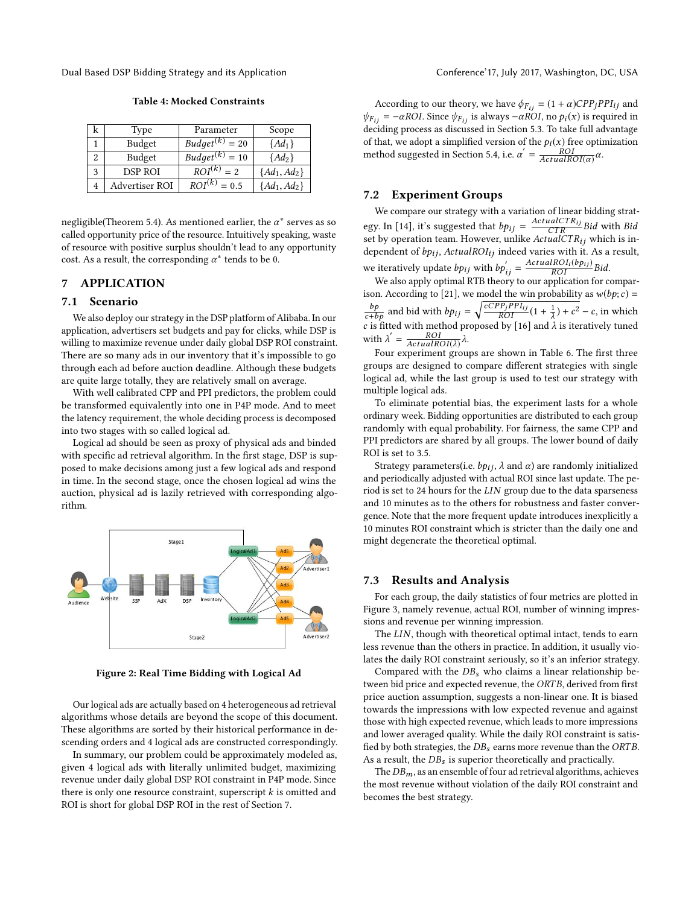**Table 4: Mocked Constraints**

| k | Type | Parameter | Scope |
|---|---|---|---|
| 1 | Budget | $Budget^{(k)} = 20$ | $\{Ad_1\}$ |
| 2 | Budget | $Budget^{(k)} = 10$ | $\{Ad_2\}$ |
| 3 | DSP ROI | $ROI^{(k)} = 2$ | $\{Ad_1, Ad_2\}$ |
| 4 | Advertiser ROI | $ROI^{(k)} = 0.5$ | $\{Ad_1, Ad_2\}$ |

negligible(Theorem 5.4). As mentioned earlier, the $\alpha^*$ serves as so called opportunity price of the resource. Intuitively speaking, waste of resource with positive surplus shouldn't lead to any opportunity cost. As a result, the corresponding $\alpha^*$ tends to be 0.

## 7 APPLICATION

### 7.1 Scenario

We also deploy our strategy in the DSP platform of Alibaba. In our application, advertisers set budgets and pay for clicks, while DSP is willing to maximize revenue under daily global DSP ROI constraint. There are so many ads in our inventory that it's impossible to go through each ad before auction deadline. Although these budgets are quite large totally, they are relatively small on average.

With well calibrated CPP and PPI predictors, the problem could be transformed equivalently into one in P4P mode. And to meet the latency requirement, the whole deciding process is decomposed into two stages with so called logical ad.

Logical ad should be seen as proxy of physical ads and binded with specific ad retrieval algorithm. In the first stage, DSP is supposed to make decisions among just a few logical ads and respond in time. In the second stage, once the chosen logical ad wins the auction, physical ad is lazily retrieved with corresponding algorithm.

**Figure 2: Real Time Bidding with Logical Ad**

Our logical ads are actually based on 4 heterogeneous ad retrieval algorithms whose details are beyond the scope of this document. These algorithms are sorted by their historical performance in descending orders and 4 logical ads are constructed correspondingly.

In summary, our problem could be approximately modeled as, given 4 logical ads with literally unlimited budget, maximizing revenue under daily global DSP ROI constraint in P4P mode. Since there is only one resource constraint, superscript $k$ is omitted and ROI is short for global DSP ROI in the rest of Section 7.

According to our theory, we have $\phi_{F_{ij}} = (1+\alpha)CPP_jPPI_{ij}$ and $\psi_{F_{ij}} = -\alpha ROI$. Since $\psi_{F_{ij}}$ is always $-\alpha ROI$, no $p_i(x)$ is required in deciding process as discussed in Section 5.3. To take full advantage of that, we adopt a simplified version of the $p_i(x)$ free optimization method suggested in Section 5.4, i.e. $\alpha' = \frac{ROI}{ActualROI(\alpha)}\alpha$.

### 7.2 Experiment Groups

We compare our strategy with a variation of linear bidding strategy. In [14], it's suggested that $bp_{ij} = \frac{ActualCTR_{ij}}{CTR}Bid$ with $Bid$ set by operation team. However, unlike $ActualCTR_{ij}$ which is independent of $bp_{ij}$, $ActualROI_{ij}$ indeed varies with it. As a result, we iteratively update $bp_{ij}$ with $bp'_{ij} = \frac{ActualROI_i(bp_{ij})}{ROI}Bid$.

We also apply optimal RTB theory to our application for comparison. According to [21], we model the win probability as $w(bp; c) = \frac{bp}{c+bp}$ and bid with $bp_{ij} = \sqrt{\frac{cCPP_jPPI_{ij}}{ROI}(1+\frac{1}{\lambda}) + c^2} - c$, in which $c$ is fitted with method proposed by [16] and $\lambda$ is iteratively tuned with $\lambda' = \frac{ROI}{ActualROI(\lambda)}\lambda$.

Four experiment groups are shown in Table 6. The first three groups are designed to compare different strategies with single logical ad, while the last group is used to test our strategy with multiple logical ads.

To eliminate potential bias, the experiment lasts for a whole ordinary week. Bidding opportunities are distributed to each group randomly with equal probability. For fairness, the same CPP and PPI predictors are shared by all groups. The lower bound of daily ROI is set to 3.5.

Strategy parameters(i.e. $bp_{ij}$, $\lambda$ and $\alpha$) are randomly initialized and periodically adjusted with actual ROI since last update. The period is set to 24 hours for the *LIN* group due to the data sparseness and 10 minutes as to the others for robustness and faster convergence. Note that the more frequent update introduces inexplicitly a 10 minutes ROI constraint which is stricter than the daily one and might degenerate the theoretical optimal.

### 7.3 Results and Analysis

For each group, the daily statistics of four metrics are plotted in Figure 3, namely revenue, actual ROI, number of winning impressions and revenue per winning impression.

The *LIN*, though with theoretical optimal intact, tends to earn less revenue than the others in practice. In addition, it usually violates the daily ROI constraint seriously, so it's an inferior strategy.

Compared with the $DB_s$ who claims a linear relationship between bid price and expected revenue, the $ORTB$, derived from first price auction assumption, suggests a non-linear one. It is biased towards the impressions with low expected revenue and against those with high expected revenue, which leads to more impressions and lower averaged quality. While the daily ROI constraint is satisfied by both strategies, the $DB_s$ earns more revenue than the $ORTB$. As a result, the $DB_s$ is superior theoretically and practically.

The $DB_m$, as an ensemble of four ad retrieval algorithms, achieves the most revenue without violation of the daily ROI constraint and becomes the best strategy.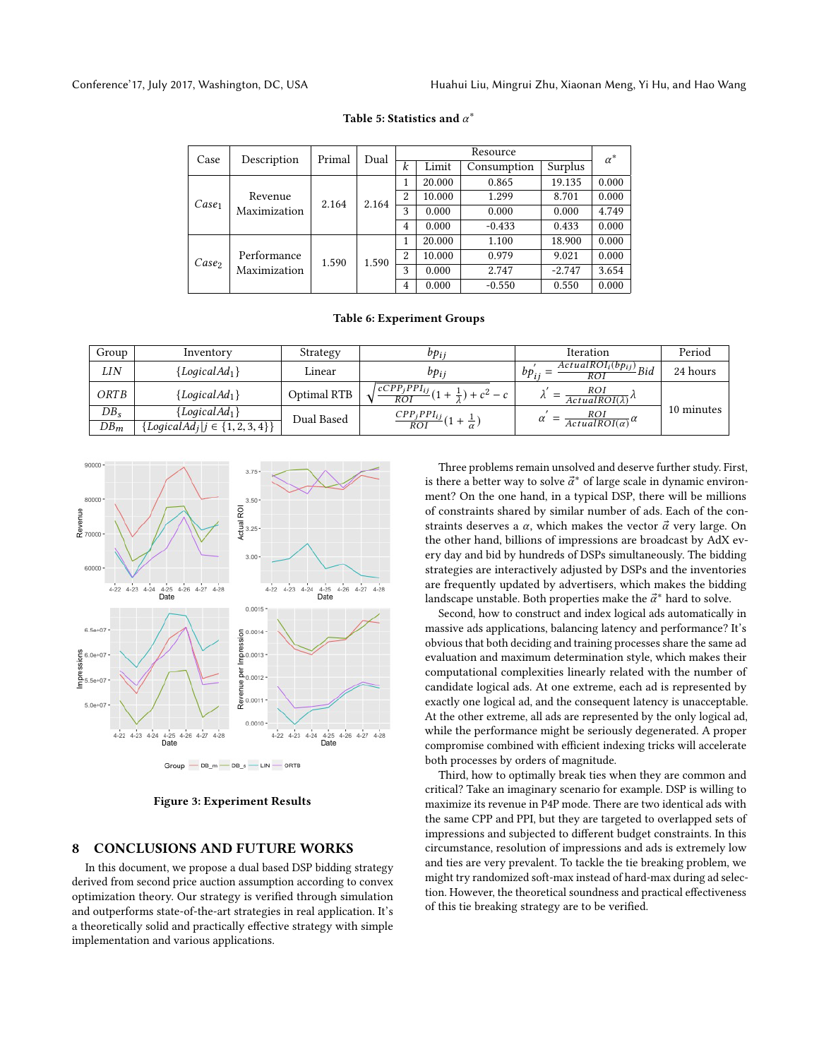**Table 5: Statistics and $\alpha^*$**

| Case | Description | Primal | Dual | Resource | | | | $\alpha^*$ |
|---|---|---|---|---|---|---|---|---|
| | | | | $k$ | Limit | Consumption | Surplus | |
| $Case_1$ | Revenue Maximization | 2.164 | 2.164 | 1 | 20.000 | 0.865 | 19.135 | 0.000 |
| | | | | 2 | 10.000 | 1.299 | 8.701 | 0.000 |
| | | | | 3 | 0.000 | 0.000 | 0.000 | 4.749 |
| | | | | 4 | 0.000 | -0.433 | 0.433 | 0.000 |
| $Case_2$ | Performance Maximization | 1.590 | 1.590 | 1 | 20.000 | 1.100 | 18.900 | 0.000 |
| | | | | 2 | 10.000 | 0.979 | 9.021 | 0.000 |
| | | | | 3 | 0.000 | 2.747 | -2.747 | 3.654 |
| | | | | 4 | 0.000 | -0.550 | 0.550 | 0.000 |

**Table 6: Experiment Groups**

| Group | Inventory | Strategy | $bp_{ij}$ | Iteration | Period |
|---|---|---|---|---|---|
| $LIN$ | $\{LogicalAd_1\}$ | Linear | $bp_{ij}$ | $bp_{ij}^{'} = \frac{ActualROI_i(bp_{ij})}{ROI} Bid$ | 24 hours |
| $ORTB$ | $\{LogicalAd_1\}$ | Optimal RTB | $\sqrt{\frac{cCPP_j PPI_{ij}}{ROI}(1+\frac{1}{\lambda}) + c^2} - c$ | $\lambda^{'} = \frac{ROI}{ActualROI(\lambda)}\lambda$ | 10 minutes |
| $DB_s$ | $\{LogicalAd_1\}$ | Dual Based | $\frac{CPP_j PPI_{ij}}{ROI}(1+\frac{1}{\alpha})$ | $\alpha^{'} = \frac{ROI}{ActualROI(\alpha)}\alpha$ | |
| $DB_m$ | $\{LogicalAd_j \mid j \in \{1,2,3,4\}\}$ | | | | |

Figure 3: Experiment Results

## 8 CONCLUSIONS AND FUTURE WORKS

In this document, we propose a dual based DSP bidding strategy derived from second price auction assumption according to convex optimization theory. Our strategy is verified through simulation and outperforms state-of-the-art strategies in real application. It's a theoretically solid and practically effective strategy with simple implementation and various applications.

Three problems remain unsolved and deserve further study. First, is there a better way to solve $\vec{\alpha}^*$ of large scale in dynamic environment? On the one hand, in a typical DSP, there will be millions of constraints shared by similar number of ads. Each of the constraints deserves a $\alpha$, which makes the vector $\vec{\alpha}$ very large. On the other hand, billions of impressions are broadcast by AdX every day and bid by hundreds of DSPs simultaneously. The bidding strategies are interactively adjusted by DSPs and the inventories are frequently updated by advertisers, which makes the bidding landscape unstable. Both properties make the $\vec{\alpha}^*$ hard to solve.

Second, how to construct and index logical ads automatically in massive ads applications, balancing latency and performance? It's obvious that both deciding and training processes share the same ad evaluation and maximum determination style, which makes their computational complexities linearly related with the number of candidate logical ads. At one extreme, each ad is represented by exactly one logical ad, and the consequent latency is unacceptable. At the other extreme, all ads are represented by the only logical ad, while the performance might be seriously degenerated. A proper compromise combined with efficient indexing tricks will accelerate both processes by orders of magnitude.

Third, how to optimally break ties when they are common and critical? Take an imaginary scenario for example. DSP is willing to maximize its revenue in P4P mode. There are two identical ads with the same CPP and PPI, but they are targeted to overlapped sets of impressions and subjected to different budget constraints. In this circumstance, resolution of impressions and ads is extremely low and ties are very prevalent. To tackle the tie breaking problem, we might try randomized soft-max instead of hard-max during ad selection. However, the theoretical soundness and practical effectiveness of this tie breaking strategy are to be verified.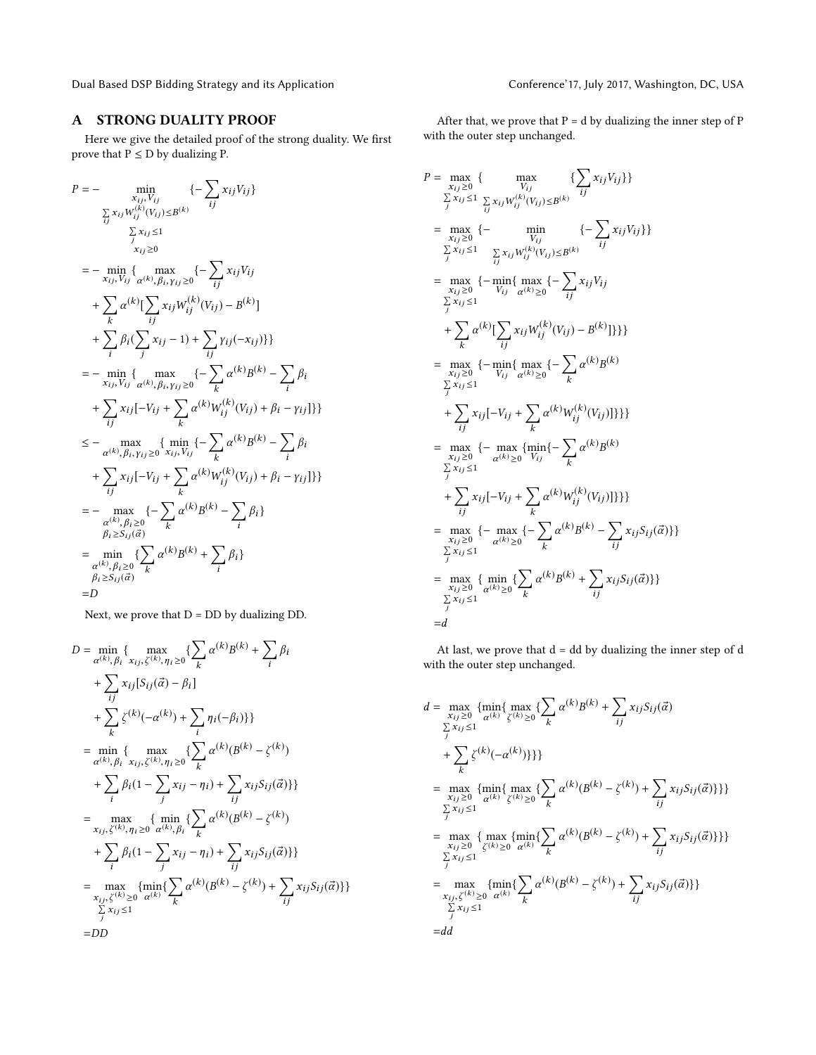## A STRONG DUALITY PROOF

Here we give the detailed proof of the strong duality. We first prove that P ≤ D by dualizing P.

$$
\begin{aligned}
P = & -\min_{\substack{x_{ij}, V_{ij} \\ \sum_{ij} x_{ij} W_{ij}^{(k)}(V_{ij}) \le B^{(k)} \\ \sum_j x_{ij} \le 1 \\ x_{ij} \ge 0}} \{-\sum_{ij} x_{ij} V_{ij}\} \\
= & -\min_{x_{ij}, V_{ij}} \{ \max_{\alpha^{(k)}, \beta_i, \gamma_{ij} \ge 0} \{-\sum_{ij} x_{ij} V_{ij} \\
& + \sum_k \alpha^{(k)} [\sum_{ij} x_{ij} W_{ij}^{(k)}(V_{ij}) - B^{(k)}] \\
& + \sum_i \beta_i (\sum_j x_{ij} - 1) + \sum_{ij} \gamma_{ij}(-x_{ij})\}\} \\
= & -\min_{x_{ij}, V_{ij}} \{ \max_{\alpha^{(k)}, \beta_i, \gamma_{ij} \ge 0} \{-\sum_k \alpha^{(k)} B^{(k)} - \sum_i \beta_i \\
& + \sum_{ij} x_{ij} [-V_{ij} + \sum_k \alpha^{(k)} W_{ij}^{(k)}(V_{ij}) + \beta_i - \gamma_{ij}]\}\} \\
\le & -\max_{\alpha^{(k)}, \beta_i, \gamma_{ij} \ge 0} \{ \min_{x_{ij}, V_{ij}} \{-\sum_k \alpha^{(k)} B^{(k)} - \sum_i \beta_i \\
& + \sum_{ij} x_{ij} [-V_{ij} + \sum_k \alpha^{(k)} W_{ij}^{(k)}(V_{ij}) + \beta_i - \gamma_{ij}]\}\} \\
= & -\max_{\substack{\alpha^{(k)}, \beta_i \ge 0 \\ \beta_i \ge S_{ij}(\vec{\alpha})}} \{-\sum_k \alpha^{(k)} B^{(k)} - \sum_i \beta_i\} \\
= & \min_{\substack{\alpha^{(k)}, \beta_i \ge 0 \\ \beta_i \ge S_{ij}(\vec{\alpha})}} \{\sum_k \alpha^{(k)} B^{(k)} + \sum_i \beta_i\} \\
= & D
\end{aligned}
$$

Next, we prove that D = DD by dualizing DD.

$$
\begin{aligned}
D = & \min_{\alpha^{(k)}, \beta_i} \{ \max_{x_{ij}, \zeta^{(k)}, \eta_i \ge 0} \{\sum_k \alpha^{(k)} B^{(k)} + \sum_i \beta_i \\
& + \sum_{ij} x_{ij} [S_{ij}(\vec{\alpha}) - \beta_i] \\
& + \sum_k \zeta^{(k)}(-\alpha^{(k)}) + \sum_i \eta_i(-\beta_i)\}\} \\
= & \min_{\alpha^{(k)}, \beta_i} \{ \max_{x_{ij}, \zeta^{(k)}, \eta_i \ge 0} \{\sum_k \alpha^{(k)} (B^{(k)} - \zeta^{(k)}) \\
& + \sum_i \beta_i (1 - \sum_j x_{ij} - \eta_i) + \sum_{ij} x_{ij} S_{ij}(\vec{\alpha})\}\} \\
= & \max_{x_{ij}, \zeta^{(k)}, \eta_i \ge 0} \{ \min_{\alpha^{(k)}, \beta_i} \{\sum_k \alpha^{(k)} (B^{(k)} - \zeta^{(k)}) \\
& + \sum_i \beta_i (1 - \sum_j x_{ij} - \eta_i) + \sum_{ij} x_{ij} S_{ij}(\vec{\alpha})\}\} \\
= & \max_{\substack{x_{ij}, \zeta^{(k)} \ge 0 \\ \sum_j x_{ij} \le 1}} \{\min_{\alpha^{(k)}} \{\sum_k \alpha^{(k)} (B^{(k)} - \zeta^{(k)}) + \sum_{ij} x_{ij} S_{ij}(\vec{\alpha})\}\} \\
= & DD
\end{aligned}
$$

After that, we prove that P = d by dualizing the inner step of P with the outer step unchanged.

$$
\begin{aligned}
P = & \max_{\substack{x_{ij} \ge 0 \\ \sum_j x_{ij} \le 1}} \{ \max_{\substack{V_{ij} \\ \sum_{ij} x_{ij} W_{ij}^{(k)}(V_{ij}) \le B^{(k)}}} \{\sum_{ij} x_{ij} V_{ij}\}\} \\
= & \max_{\substack{x_{ij} \ge 0 \\ \sum_j x_{ij} \le 1}} \{- \min_{\substack{V_{ij} \\ \sum_{ij} x_{ij} W_{ij}^{(k)}(V_{ij}) \le B^{(k)}}} \{-\sum_{ij} x_{ij} V_{ij}\}\} \\
= & \max_{\substack{x_{ij} \ge 0 \\ \sum_j x_{ij} \le 1}} \{- \min_{V_{ij}} \{ \max_{\alpha^{(k)} \ge 0} \{-\sum_{ij} x_{ij} V_{ij} \\
& + \sum_k \alpha^{(k)} [\sum_{ij} x_{ij} W_{ij}^{(k)}(V_{ij}) - B^{(k)}]\}\}\} \\
= & \max_{\substack{x_{ij} \ge 0 \\ \sum_j x_{ij} \le 1}} \{- \min_{V_{ij}} \{ \max_{\alpha^{(k)} \ge 0} \{-\sum_k \alpha^{(k)} B^{(k)} \\
& + \sum_{ij} x_{ij} [-V_{ij} + \sum_k \alpha^{(k)} W_{ij}^{(k)}(V_{ij})]\}\}\} \\
= & \max_{\substack{x_{ij} \ge 0 \\ \sum_j x_{ij} \le 1}} \{- \max_{\alpha^{(k)} \ge 0} \{ \min_{V_{ij}} \{-\sum_k \alpha^{(k)} B^{(k)} \\
& + \sum_{ij} x_{ij} [-V_{ij} + \sum_k \alpha^{(k)} W_{ij}^{(k)}(V_{ij})]\}\}\} \\
= & \max_{\substack{x_{ij} \ge 0 \\ \sum_j x_{ij} \le 1}} \{- \max_{\alpha^{(k)} \ge 0} \{-\sum_k \alpha^{(k)} B^{(k)} - \sum_{ij} x_{ij} S_{ij}(\vec{\alpha})\}\} \\
= & \max_{\substack{x_{ij} \ge 0 \\ \sum_j x_{ij} \le 1}} \{ \min_{\alpha^{(k)} \ge 0} \{\sum_k \alpha^{(k)} B^{(k)} + \sum_{ij} x_{ij} S_{ij}(\vec{\alpha})\}\} \\
= & d
\end{aligned}
$$

At last, we prove that d = dd by dualizing the inner step of d with the outer step unchanged.

$$
\begin{aligned}
d = & \max_{\substack{x_{ij} \ge 0 \\ \sum_j x_{ij} \le 1}} \{\min_{\alpha^{(k)}} \{ \max_{\zeta^{(k)} \ge 0} \{\sum_k \alpha^{(k)} B^{(k)} + \sum_{ij} x_{ij} S_{ij}(\vec{\alpha}) \\
& + \sum_k \zeta^{(k)}(-\alpha^{(k)})\}\}\} \\
= & \max_{\substack{x_{ij} \ge 0 \\ \sum_j x_{ij} \le 1}} \{\min_{\alpha^{(k)}} \{ \max_{\zeta^{(k)} \ge 0} \{\sum_k \alpha^{(k)} (B^{(k)} - \zeta^{(k)}) + \sum_{ij} x_{ij} S_{ij}(\vec{\alpha})\}\}\} \\
= & \max_{\substack{x_{ij} \ge 0 \\ \sum_j x_{ij} \le 1}} \{ \max_{\zeta^{(k)} \ge 0} \{\min_{\alpha^{(k)}} \{\sum_k \alpha^{(k)} (B^{(k)} - \zeta^{(k)}) + \sum_{ij} x_{ij} S_{ij}(\vec{\alpha})\}\}\} \\
= & \max_{\substack{x_{ij}, \zeta^{(k)} \ge 0 \\ \sum_j x_{ij} \le 1}} \{\min_{\alpha^{(k)}} \{\sum_k \alpha^{(k)} (B^{(k)} - \zeta^{(k)}) + \sum_{ij} x_{ij} S_{ij}(\vec{\alpha})\}\} \\
= & dd
\end{aligned}
$$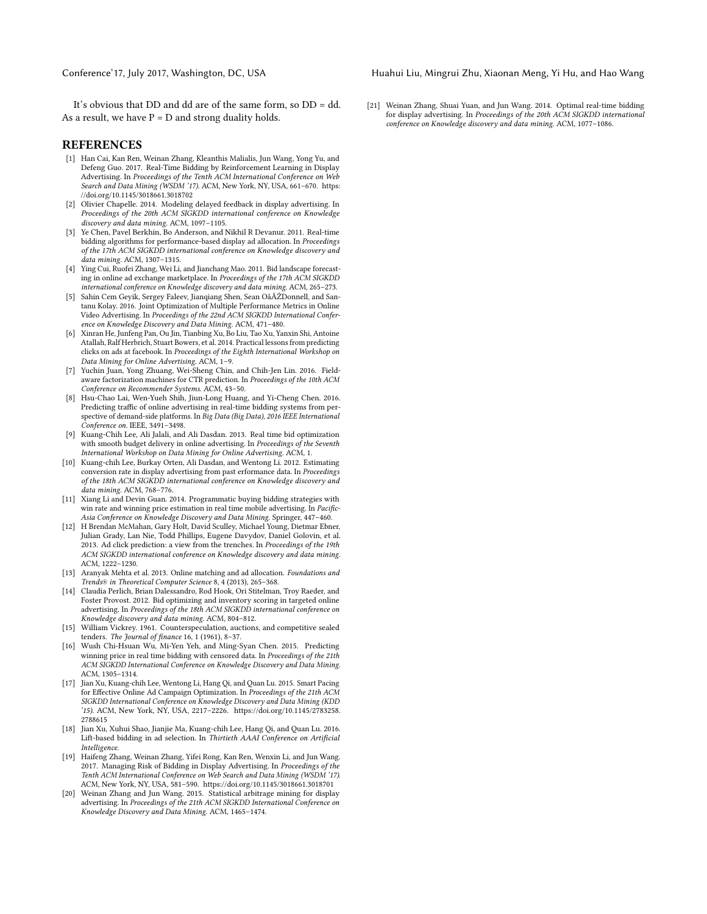It's obvious that DD and dd are of the same form, so DD = dd. As a result, we have P = D and strong duality holds.

## REFERENCES

- [1] Han Cai, Kan Ren, Weinan Zhang, Kleanthis Malialis, Jun Wang, Yong Yu, and Defeng Guo. 2017. Real-Time Bidding by Reinforcement Learning in Display Advertising. In *Proceedings of the Tenth ACM International Conference on Web Search and Data Mining (WSDM '17)*. ACM, New York, NY, USA, 661–670. https://doi.org/10.1145/3018661.3018702
- [2] Olivier Chapelle. 2014. Modeling delayed feedback in display advertising. In *Proceedings of the 20th ACM SIGKDD international conference on Knowledge discovery and data mining*. ACM, 1097–1105.
- [3] Ye Chen, Pavel Berkhin, Bo Anderson, and Nikhil R Devanur. 2011. Real-time bidding algorithms for performance-based display ad allocation. In *Proceedings of the 17th ACM SIGKDD international conference on Knowledge discovery and data mining*. ACM, 1307–1315.
- [4] Ying Cui, Ruofei Zhang, Wei Li, and Jianchang Mao. 2011. Bid landscape forecasting in online ad exchange marketplace. In *Proceedings of the 17th ACM SIGKDD international conference on Knowledge discovery and data mining*. ACM, 265–273.
- [5] Sahin Cem Geyik, Sergey Faleev, Jianqiang Shen, Sean OâĂŹDonnell, and Santanu Kolay. 2016. Joint Optimization of Multiple Performance Metrics in Online Video Advertising. In *Proceedings of the 22nd ACM SIGKDD International Conference on Knowledge Discovery and Data Mining*. ACM, 471–480.
- [6] Xinran He, Junfeng Pan, Ou Jin, Tianbing Xu, Bo Liu, Tao Xu, Yanxin Shi, Antoine Atallah, Ralf Herbrich, Stuart Bowers, et al. 2014. Practical lessons from predicting clicks on ads at facebook. In *Proceedings of the Eighth International Workshop on Data Mining for Online Advertising*. ACM, 1–9.
- [7] Yuchin Juan, Yong Zhuang, Wei-Sheng Chin, and Chih-Jen Lin. 2016. Field-aware factorization machines for CTR prediction. In *Proceedings of the 10th ACM Conference on Recommender Systems*. ACM, 43–50.
- [8] Hsu-Chao Lai, Wen-Yueh Shih, Jiun-Long Huang, and Yi-Cheng Chen. 2016. Predicting traffic of online advertising in real-time bidding systems from perspective of demand-side platforms. In *Big Data (Big Data), 2016 IEEE International Conference on*. IEEE, 3491–3498.
- [9] Kuang-Chih Lee, Ali Jalali, and Ali Dasdan. 2013. Real time bid optimization with smooth budget delivery in online advertising. In *Proceedings of the Seventh International Workshop on Data Mining for Online Advertising*. ACM, 1.
- [10] Kuang-chih Lee, Burkay Orten, Ali Dasdan, and Wentong Li. 2012. Estimating conversion rate in display advertising from past erformance data. In *Proceedings of the 18th ACM SIGKDD international conference on Knowledge discovery and data mining*. ACM, 768–776.
- [11] Xiang Li and Devin Guan. 2014. Programmatic buying bidding strategies with win rate and winning price estimation in real time mobile advertising. In *Pacific-Asia Conference on Knowledge Discovery and Data Mining*. Springer, 447–460.
- [12] H Brendan McMahan, Gary Holt, David Sculley, Michael Young, Dietmar Ebner, Julian Grady, Lan Nie, Todd Phillips, Eugene Davydov, Daniel Golovin, et al. 2013. Ad click prediction: a view from the trenches. In *Proceedings of the 19th ACM SIGKDD international conference on Knowledge discovery and data mining*. ACM, 1222–1230.
- [13] Aranyak Mehta et al. 2013. Online matching and ad allocation. *Foundations and Trends® in Theoretical Computer Science* 8, 4 (2013), 265–368.
- [14] Claudia Perlich, Brian Dalessandro, Rod Hook, Ori Stitelman, Troy Raeder, and Foster Provost. 2012. Bid optimizing and inventory scoring in targeted online advertising. In *Proceedings of the 18th ACM SIGKDD international conference on Knowledge discovery and data mining*. ACM, 804–812.
- [15] William Vickrey. 1961. Counterspeculation, auctions, and competitive sealed tenders. *The Journal of finance* 16, 1 (1961), 8–37.
- [16] Wush Chi-Hsuan Wu, Mi-Yen Yeh, and Ming-Syan Chen. 2015. Predicting winning price in real time bidding with censored data. In *Proceedings of the 21th ACM SIGKDD International Conference on Knowledge Discovery and Data Mining*. ACM, 1305–1314.
- [17] Jian Xu, Kuang-chih Lee, Wentong Li, Hang Qi, and Quan Lu. 2015. Smart Pacing for Effective Online Ad Campaign Optimization. In *Proceedings of the 21th ACM SIGKDD International Conference on Knowledge Discovery and Data Mining (KDD '15)*. ACM, New York, NY, USA, 2217–2226. https://doi.org/10.1145/2783258.2788615
- [18] Jian Xu, Xuhui Shao, Jianjie Ma, Kuang-chih Lee, Hang Qi, and Quan Lu. 2016. Lift-based bidding in ad selection. In *Thirtieth AAAI Conference on Artificial Intelligence*.
- [19] Haifeng Zhang, Weinan Zhang, Yifei Rong, Kan Ren, Wenxin Li, and Jun Wang. 2017. Managing Risk of Bidding in Display Advertising. In *Proceedings of the Tenth ACM International Conference on Web Search and Data Mining (WSDM '17)*. ACM, New York, NY, USA, 581–590. https://doi.org/10.1145/3018661.3018701
- [20] Weinan Zhang and Jun Wang. 2015. Statistical arbitrage mining for display advertising. In *Proceedings of the 21th ACM SIGKDD International Conference on Knowledge Discovery and Data Mining*. ACM, 1465–1474.
- [21] Weinan Zhang, Shuai Yuan, and Jun Wang. 2014. Optimal real-time bidding for display advertising. In *Proceedings of the 20th ACM SIGKDD international conference on Knowledge discovery and data mining*. ACM, 1077–1086.